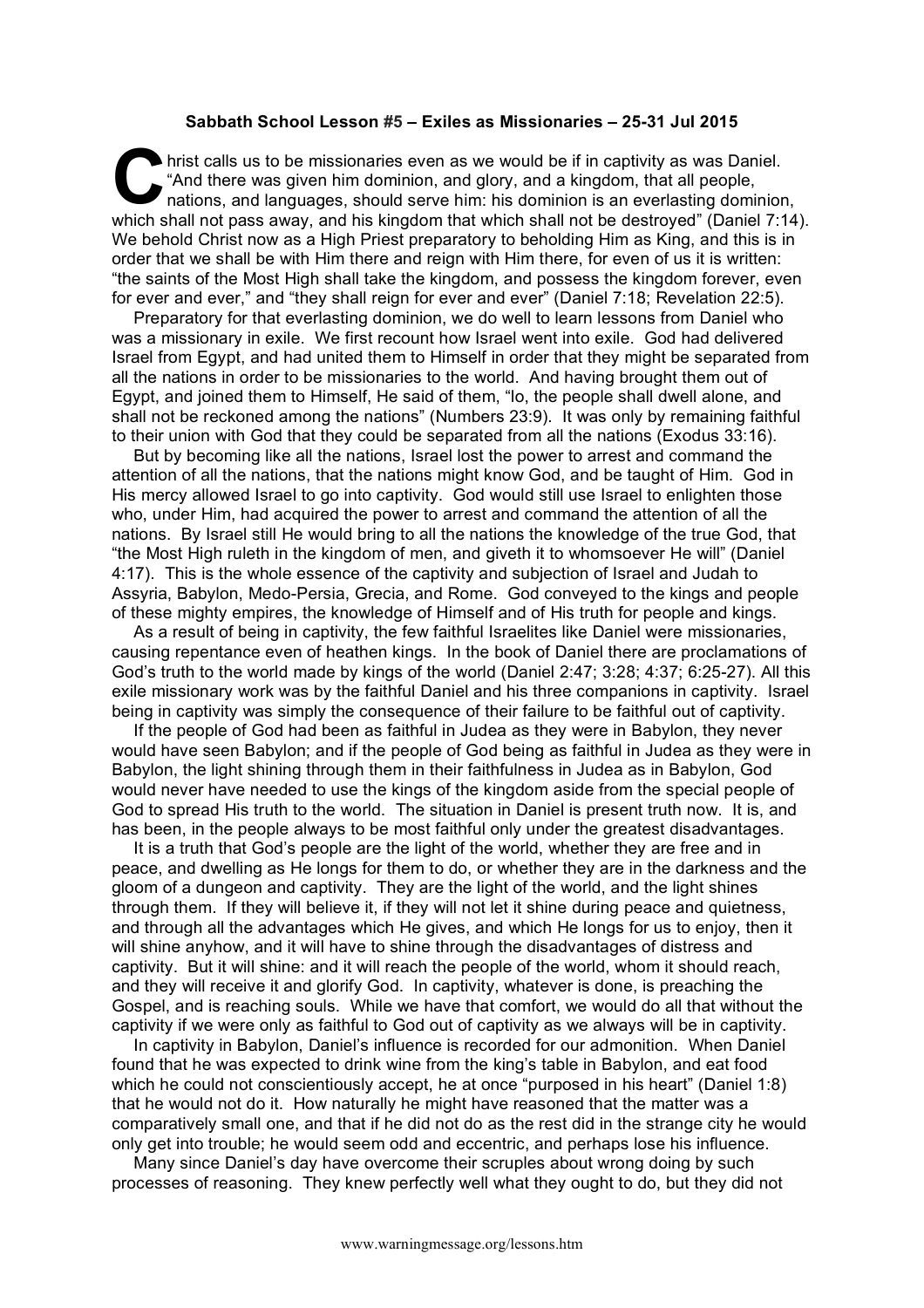**Sabbath School Lesson #5 – Exiles as Missionaries – 25-31 Jul 2015**

Christ calls us to be missionaries even as we would be if in captivity as was Daniel. "And there was given him dominion, and glory, and a kingdom, that all people, nations, and languages, should serve him: his dominion is an everlasting dominion, which shall not pass away, and his kingdom that which shall not be destroyed" (Daniel 7:14). We behold Christ now as a High Priest preparatory to beholding Him as King, and this is in order that we shall be with Him there and reign with Him there, for even of us it is written: "the saints of the Most High shall take the kingdom, and possess the kingdom forever, even for ever and ever," and "they shall reign for ever and ever" (Daniel 7:18; Revelation 22:5).

Preparatory for that everlasting dominion, we do well to learn lessons from Daniel who was a missionary in exile. We first recount how Israel went into exile. God had delivered Israel from Egypt, and had united them to Himself in order that they might be separated from all the nations in order to be missionaries to the world. And having brought them out of Egypt, and joined them to Himself, He said of them, "lo, the people shall dwell alone, and shall not be reckoned among the nations" (Numbers 23:9). It was only by remaining faithful to their union with God that they could be separated from all the nations (Exodus 33:16).

But by becoming like all the nations, Israel lost the power to arrest and command the attention of all the nations, that the nations might know God, and be taught of Him. God in His mercy allowed Israel to go into captivity. God would still use Israel to enlighten those who, under Him, had acquired the power to arrest and command the attention of all the nations. By Israel still He would bring to all the nations the knowledge of the true God, that "the Most High ruleth in the kingdom of men, and giveth it to whomsoever He will" (Daniel 4:17). This is the whole essence of the captivity and subjection of Israel and Judah to Assyria, Babylon, Medo-Persia, Grecia, and Rome. God conveyed to the kings and people of these mighty empires, the knowledge of Himself and of His truth for people and kings.

As a result of being in captivity, the few faithful Israelites like Daniel were missionaries, causing repentance even of heathen kings. In the book of Daniel there are proclamations of God's truth to the world made by kings of the world (Daniel 2:47; 3:28; 4:37; 6:25-27). All this exile missionary work was by the faithful Daniel and his three companions in captivity. Israel being in captivity was simply the consequence of their failure to be faithful out of captivity.

If the people of God had been as faithful in Judea as they were in Babylon, they never would have seen Babylon; and if the people of God being as faithful in Judea as they were in Babylon, the light shining through them in their faithfulness in Judea as in Babylon, God would never have needed to use the kings of the kingdom aside from the special people of God to spread His truth to the world. The situation in Daniel is present truth now. It is, and has been, in the people always to be most faithful only under the greatest disadvantages.

It is a truth that God's people are the light of the world, whether they are free and in peace, and dwelling as He longs for them to do, or whether they are in the darkness and the gloom of a dungeon and captivity. They are the light of the world, and the light shines through them. If they will believe it, if they will not let it shine during peace and quietness, and through all the advantages which He gives, and which He longs for us to enjoy, then it will shine anyhow, and it will have to shine through the disadvantages of distress and captivity. But it will shine: and it will reach the people of the world, whom it should reach, and they will receive it and glorify God. In captivity, whatever is done, is preaching the Gospel, and is reaching souls. While we have that comfort, we would do all that without the captivity if we were only as faithful to God out of captivity as we always will be in captivity.

In captivity in Babylon, Daniel's influence is recorded for our admonition. When Daniel found that he was expected to drink wine from the king's table in Babylon, and eat food which he could not conscientiously accept, he at once "purposed in his heart" (Daniel 1:8) that he would not do it. How naturally he might have reasoned that the matter was a comparatively small one, and that if he did not do as the rest did in the strange city he would only get into trouble; he would seem odd and eccentric, and perhaps lose his influence.

Many since Daniel's day have overcome their scruples about wrong doing by such processes of reasoning. They knew perfectly well what they ought to do, but they did not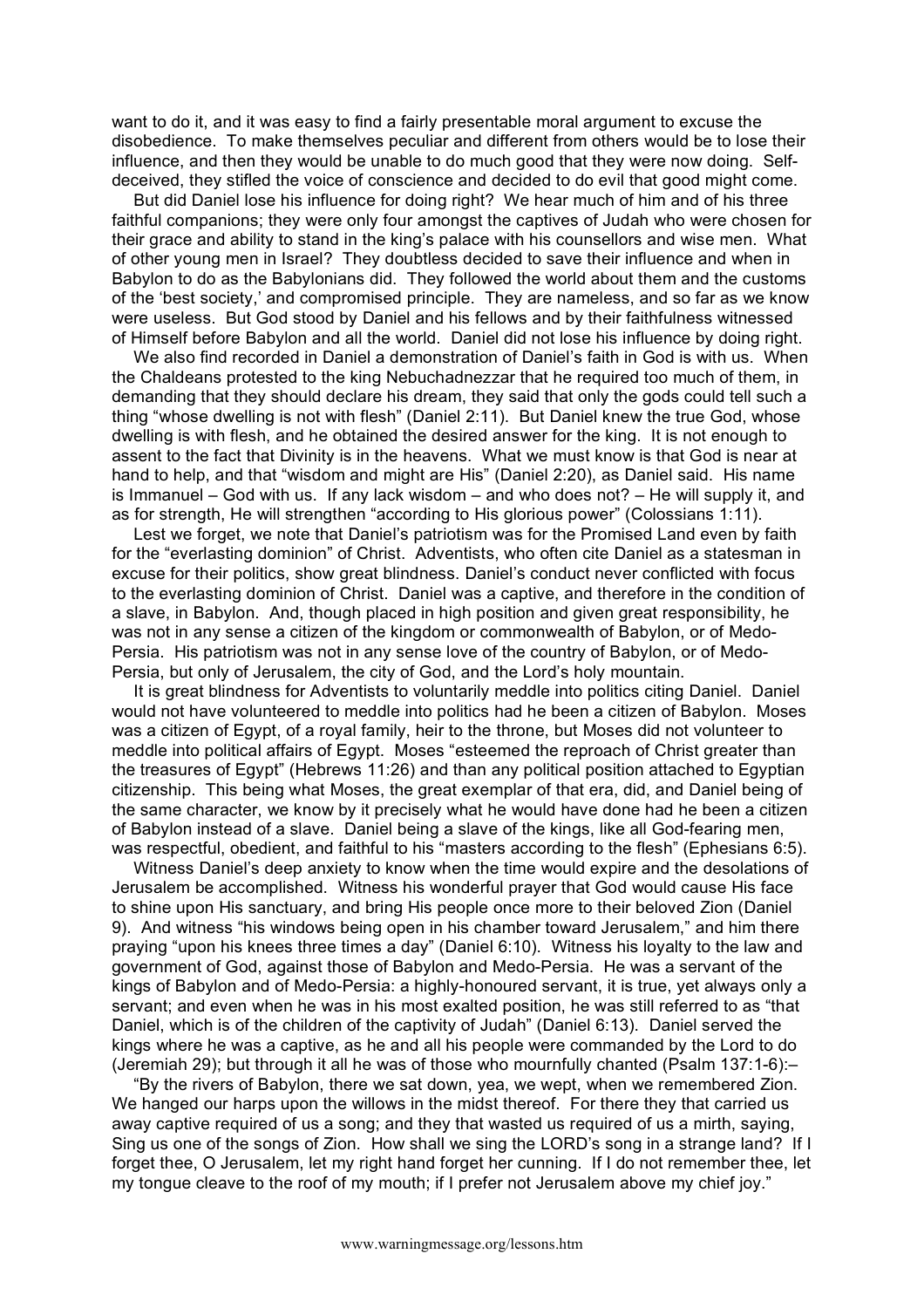want to do it, and it was easy to find a fairly presentable moral argument to excuse the disobedience. To make themselves peculiar and different from others would be to lose their influence, and then they would be unable to do much good that they were now doing. Self-deceived, they stifled the voice of conscience and decided to do evil that good might come.

But did Daniel lose his influence for doing right? We hear much of him and of his three faithful companions; they were only four amongst the captives of Judah who were chosen for their grace and ability to stand in the king's palace with his counsellors and wise men. What of other young men in Israel? They doubtless decided to save their influence and when in Babylon to do as the Babylonians did. They followed the world about them and the customs of the 'best society,' and compromised principle. They are nameless, and so far as we know were useless. But God stood by Daniel and his fellows and by their faithfulness witnessed of Himself before Babylon and all the world. Daniel did not lose his influence by doing right.

We also find recorded in Daniel a demonstration of Daniel's faith in God is with us. When the Chaldeans protested to the king Nebuchadnezzar that he required too much of them, in demanding that they should declare his dream, they said that only the gods could tell such a thing "whose dwelling is not with flesh" (Daniel 2:11). But Daniel knew the true God, whose dwelling is with flesh, and he obtained the desired answer for the king. It is not enough to assent to the fact that Divinity is in the heavens. What we must know is that God is near at hand to help, and that "wisdom and might are His" (Daniel 2:20), as Daniel said. His name is Immanuel – God with us. If any lack wisdom – and who does not? – He will supply it, and as for strength, He will strengthen "according to His glorious power" (Colossians 1:11).

Lest we forget, we note that Daniel's patriotism was for the Promised Land even by faith for the "everlasting dominion" of Christ. Adventists, who often cite Daniel as a statesman in excuse for their politics, show great blindness. Daniel's conduct never conflicted with focus to the everlasting dominion of Christ. Daniel was a captive, and therefore in the condition of a slave, in Babylon. And, though placed in high position and given great responsibility, he was not in any sense a citizen of the kingdom or commonwealth of Babylon, or of Medo-Persia. His patriotism was not in any sense love of the country of Babylon, or of Medo-Persia, but only of Jerusalem, the city of God, and the Lord's holy mountain.

It is great blindness for Adventists to voluntarily meddle into politics citing Daniel. Daniel would not have volunteered to meddle into politics had he been a citizen of Babylon. Moses was a citizen of Egypt, of a royal family, heir to the throne, but Moses did not volunteer to meddle into political affairs of Egypt. Moses "esteemed the reproach of Christ greater than the treasures of Egypt" (Hebrews 11:26) and than any political position attached to Egyptian citizenship. This being what Moses, the great exemplar of that era, did, and Daniel being of the same character, we know by it precisely what he would have done had he been a citizen of Babylon instead of a slave. Daniel being a slave of the kings, like all God-fearing men, was respectful, obedient, and faithful to his "masters according to the flesh" (Ephesians 6:5).

Witness Daniel's deep anxiety to know when the time would expire and the desolations of Jerusalem be accomplished. Witness his wonderful prayer that God would cause His face to shine upon His sanctuary, and bring His people once more to their beloved Zion (Daniel 9). And witness "his windows being open in his chamber toward Jerusalem," and him there praying "upon his knees three times a day" (Daniel 6:10). Witness his loyalty to the law and government of God, against those of Babylon and Medo-Persia. He was a servant of the kings of Babylon and of Medo-Persia: a highly-honoured servant, it is true, yet always only a servant; and even when he was in his most exalted position, he was still referred to as "that Daniel, which is of the children of the captivity of Judah" (Daniel 6:13). Daniel served the kings where he was a captive, as he and all his people were commanded by the Lord to do (Jeremiah 29); but through it all he was of those who mournfully chanted (Psalm 137:1-6):–

"By the rivers of Babylon, there we sat down, yea, we wept, when we remembered Zion. We hanged our harps upon the willows in the midst thereof. For there they that carried us away captive required of us a song; and they that wasted us required of us a mirth, saying, Sing us one of the songs of Zion. How shall we sing the LORD's song in a strange land? If I forget thee, O Jerusalem, let my right hand forget her cunning. If I do not remember thee, let my tongue cleave to the roof of my mouth; if I prefer not Jerusalem above my chief joy."